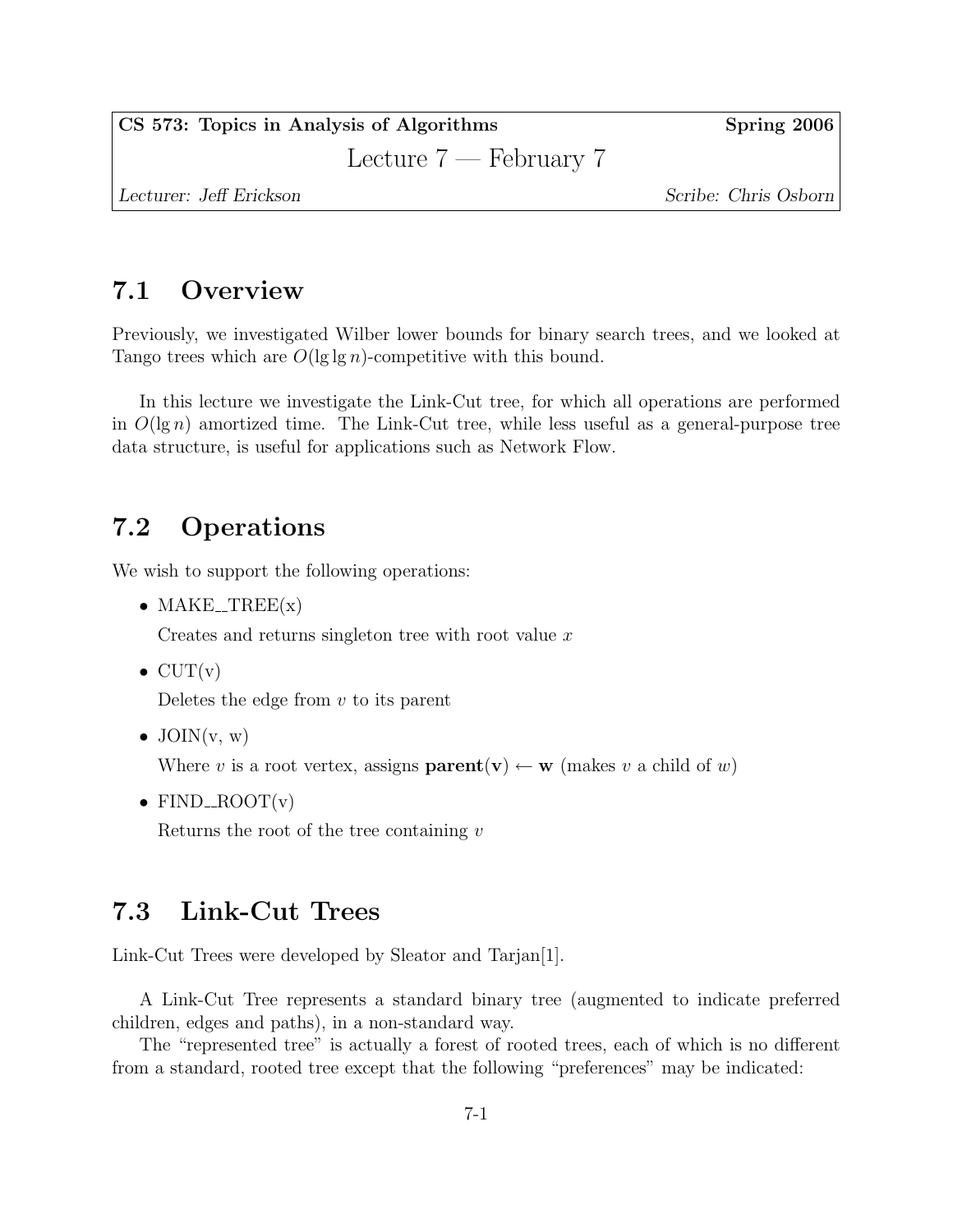**CS 573: Topics in Analysis of Algorithms** — **Spring 2006**

# Lecture 7 — February 7

*Lecturer: Jeff Erickson* — *Scribe: Chris Osborn*

## 7.1 Overview

Previously, we investigated Wilber lower bounds for binary search trees, and we looked at Tango trees which are $O(\lg \lg n)$-competitive with this bound.

In this lecture we investigate the Link-Cut tree, for which all operations are performed in $O(\lg n)$ amortized time. The Link-Cut tree, while less useful as a general-purpose tree data structure, is useful for applications such as Network Flow.

## 7.2 Operations

We wish to support the following operations:

- MAKE_TREE(x)

  Creates and returns singleton tree with root value $x$

- CUT(v)

  Deletes the edge from $v$ to its parent

- JOIN(v, w)

  Where $v$ is a root vertex, assigns $\mathbf{parent(v)} \leftarrow \mathbf{w}$ (makes $v$ a child of $w$)

- FIND_ROOT(v)

  Returns the root of the tree containing $v$

## 7.3 Link-Cut Trees

Link-Cut Trees were developed by Sleator and Tarjan[1].

A Link-Cut Tree represents a standard binary tree (augmented to indicate preferred children, edges and paths), in a non-standard way.

The "represented tree" is actually a forest of rooted trees, each of which is no different from a standard, rooted tree except that the following "preferences" may be indicated: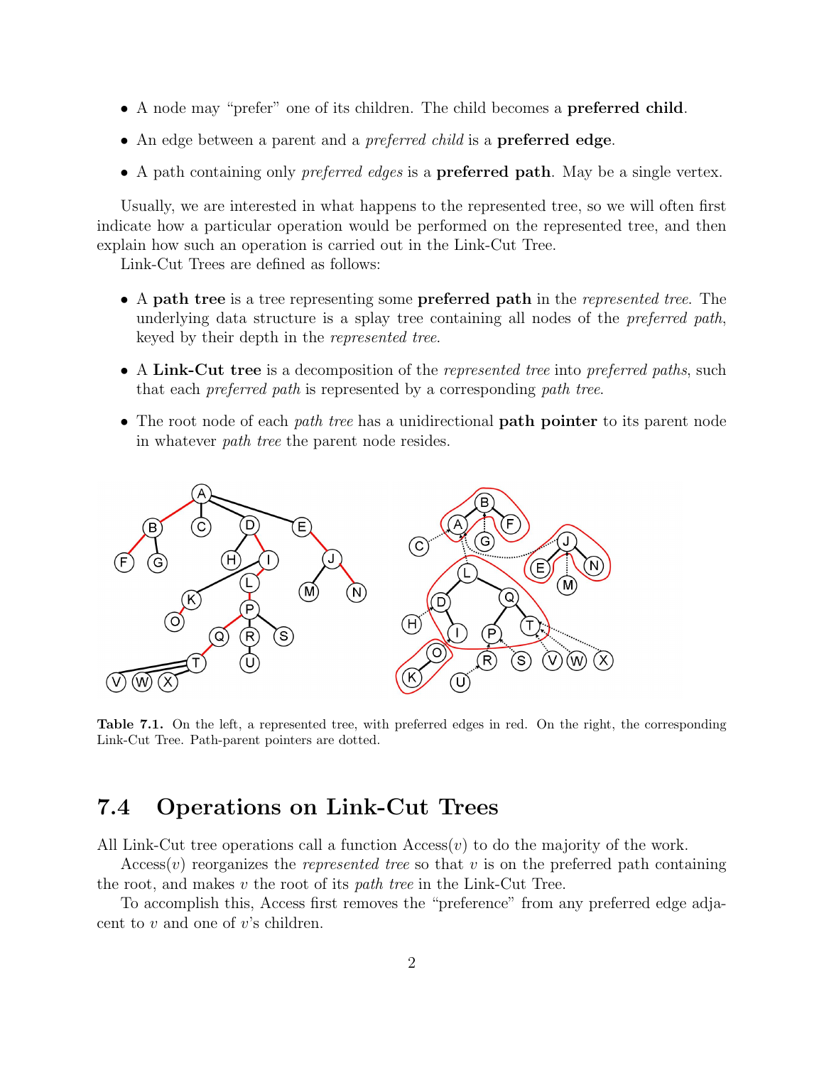- A node may "prefer" one of its children. The child becomes a **preferred child**.
- An edge between a parent and a *preferred child* is a **preferred edge**.
- A path containing only *preferred edges* is a **preferred path**. May be a single vertex.

Usually, we are interested in what happens to the represented tree, so we will often first indicate how a particular operation would be performed on the represented tree, and then explain how such an operation is carried out in the Link-Cut Tree.

Link-Cut Trees are defined as follows:

- A **path tree** is a tree representing some **preferred path** in the *represented tree*. The underlying data structure is a splay tree containing all nodes of the *preferred path*, keyed by their depth in the *represented tree*.
- A **Link-Cut tree** is a decomposition of the *represented tree* into *preferred paths*, such that each *preferred path* is represented by a corresponding *path tree*.
- The root node of each *path tree* has a unidirectional **path pointer** to its parent node in whatever *path tree* the parent node resides.

**Table 7.1.** On the left, a represented tree, with preferred edges in red. On the right, the corresponding Link-Cut Tree. Path-parent pointers are dotted.

## 7.4 Operations on Link-Cut Trees

All Link-Cut tree operations call a function Access($v$) to do the majority of the work.

Access($v$) reorganizes the *represented tree* so that $v$ is on the preferred path containing the root, and makes $v$ the root of its *path tree* in the Link-Cut Tree.

To accomplish this, Access first removes the "preference" from any preferred edge adjacent to $v$ and one of $v$'s children.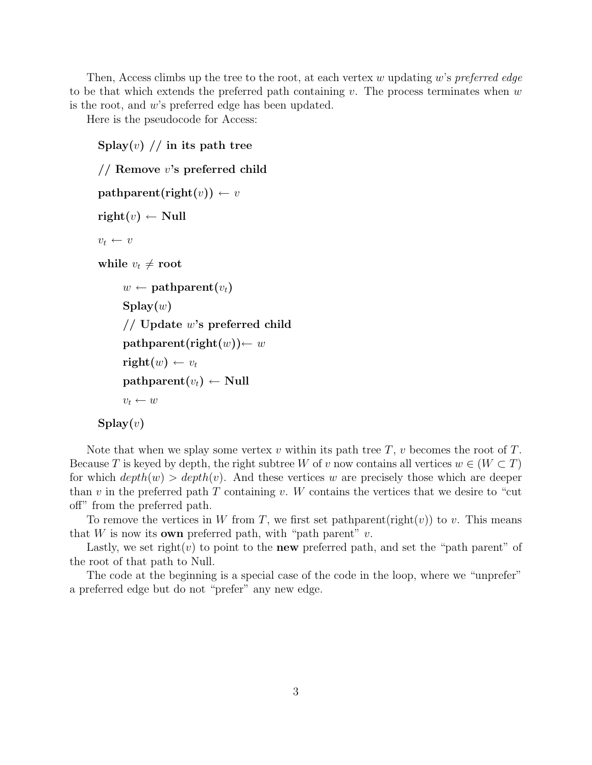Then, Access climbs up the tree to the root, at each vertex $w$ updating $w$'s *preferred edge* to be that which extends the preferred path containing $v$. The process terminates when $w$ is the root, and $w$'s preferred edge has been updated.

Here is the pseudocode for Access:

```
Splay(v) // in its path tree

// Remove v's preferred child

pathparent(right(v)) ← v

right(v) ← Null

v_t ← v

while v_t ≠ root

    w ← pathparent(v_t)

    Splay(w)

    // Update w's preferred child

    pathparent(right(w))← w

    right(w) ← v_t

    pathparent(v_t) ← Null

    v_t ← w

Splay(v)
```

Note that when we splay some vertex $v$ within its path tree $T$, $v$ becomes the root of $T$. Because $T$ is keyed by depth, the right subtree $W$ of $v$ now contains all vertices $w \in (W \subset T)$ for which $depth(w) > depth(v)$. And these vertices $w$ are precisely those which are deeper than $v$ in the preferred path $T$ containing $v$. $W$ contains the vertices that we desire to "cut off" from the preferred path.

To remove the vertices in $W$ from $T$, we first set pathparent(right($v$)) to $v$. This means that $W$ is now its **own** preferred path, with "path parent" $v$.

Lastly, we set right($v$) to point to the **new** preferred path, and set the "path parent" of the root of that path to Null.

The code at the beginning is a special case of the code in the loop, where we "unprefer" a preferred edge but do not "prefer" any new edge.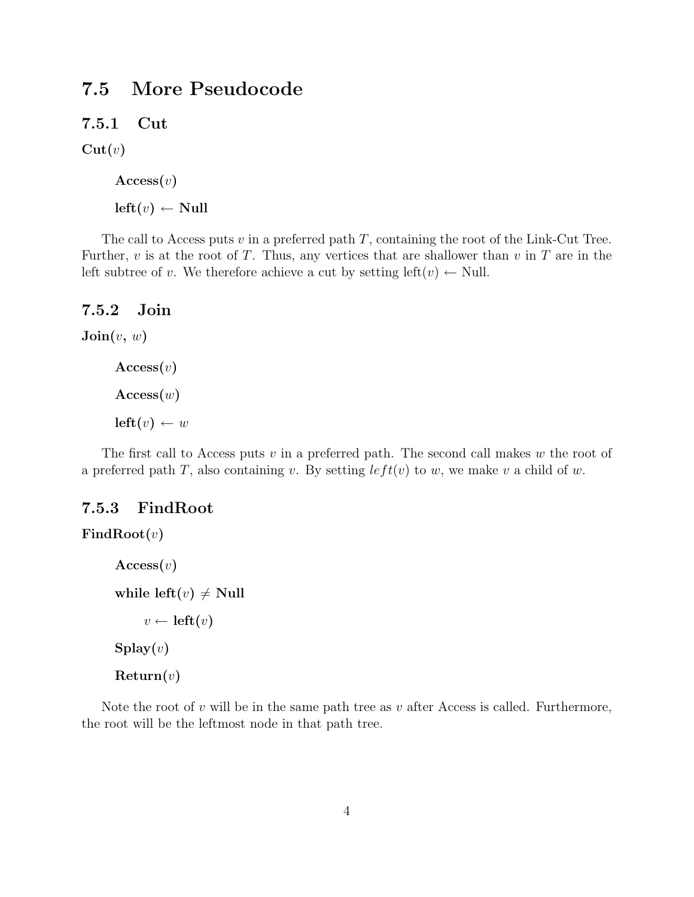## 7.5 More Pseudocode

### 7.5.1 Cut

**Cut**($v$)

> **Access**($v$)
>
> **left**($v$) $\leftarrow$ **Null**

The call to Access puts $v$ in a preferred path $T$, containing the root of the Link-Cut Tree. Further, $v$ is at the root of $T$. Thus, any vertices that are shallower than $v$ in $T$ are in the left subtree of $v$. We therefore achieve a cut by setting left($v$) $\leftarrow$ Null.

### 7.5.2 Join

**Join**($v$, $w$)

> **Access**($v$)
>
> **Access**($w$)
>
> **left**($v$) $\leftarrow w$

The first call to Access puts $v$ in a preferred path. The second call makes $w$ the root of a preferred path $T$, also containing $v$. By setting $left(v)$ to $w$, we make $v$ a child of $w$.

### 7.5.3 FindRoot

**FindRoot**($v$)

> **Access**($v$)
>
> **while left**($v$) $\neq$ **Null**
>
> > $v \leftarrow$ **left**($v$)
>
> **Splay**($v$)
>
> **Return**($v$)

Note the root of $v$ will be in the same path tree as $v$ after Access is called. Furthermore, the root will be the leftmost node in that path tree.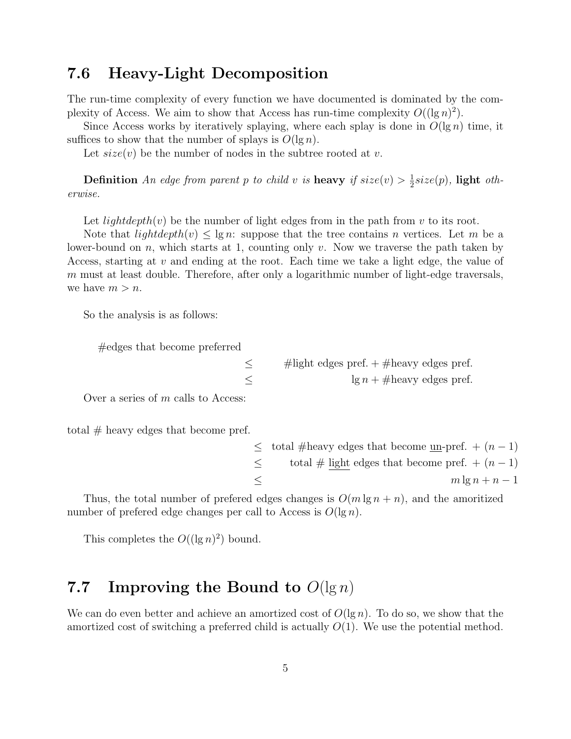## 7.6 Heavy-Light Decomposition

The run-time complexity of every function we have documented is dominated by the complexity of Access. We aim to show that Access has run-time complexity $O((\lg n)^2)$.

Since Access works by iteratively splaying, where each splay is done in $O(\lg n)$ time, it suffices to show that the number of splays is $O(\lg n)$.

Let $size(v)$ be the number of nodes in the subtree rooted at $v$.

**Definition** *An edge from parent $p$ to child $v$ is* **heavy** *if $size(v) > \frac{1}{2}size(p)$,* **light** *otherwise.*

Let $lightdepth(v)$ be the number of light edges from in the path from $v$ to its root.

Note that $lightdepth(v) \leq \lg n$: suppose that the tree contains $n$ vertices. Let $m$ be a lower-bound on $n$, which starts at 1, counting only $v$. Now we traverse the path taken by Access, starting at $v$ and ending at the root. Each time we take a light edge, the value of $m$ must at least double. Therefore, after only a logarithmic number of light-edge traversals, we have $m > n$.

So the analysis is as follows:

$$
\begin{aligned}
\#\text{edges that become preferred} & \\
&\leq \#\text{light edges pref.} + \#\text{heavy edges pref.} \\
&\leq \lg n + \#\text{heavy edges pref.}
\end{aligned}
$$

Over a series of $m$ calls to Access:

$$
\begin{aligned}
\text{total \# heavy edges that become pref.} & \\
&\leq \text{total \#heavy edges that become } \underline{\text{un}}\text{-pref.} + (n-1) \\
&\leq \text{total \# } \underline{\text{light}} \text{ edges that become pref.} + (n-1) \\
&\leq m \lg n + n - 1
\end{aligned}
$$

Thus, the total number of prefered edges changes is $O(m \lg n + n)$, and the amoritized number of prefered edge changes per call to Access is $O(\lg n)$.

This completes the $O((\lg n)^2)$ bound.

## 7.7 Improving the Bound to $O(\lg n)$

We can do even better and achieve an amortized cost of $O(\lg n)$. To do so, we show that the amortized cost of switching a preferred child is actually $O(1)$. We use the potential method.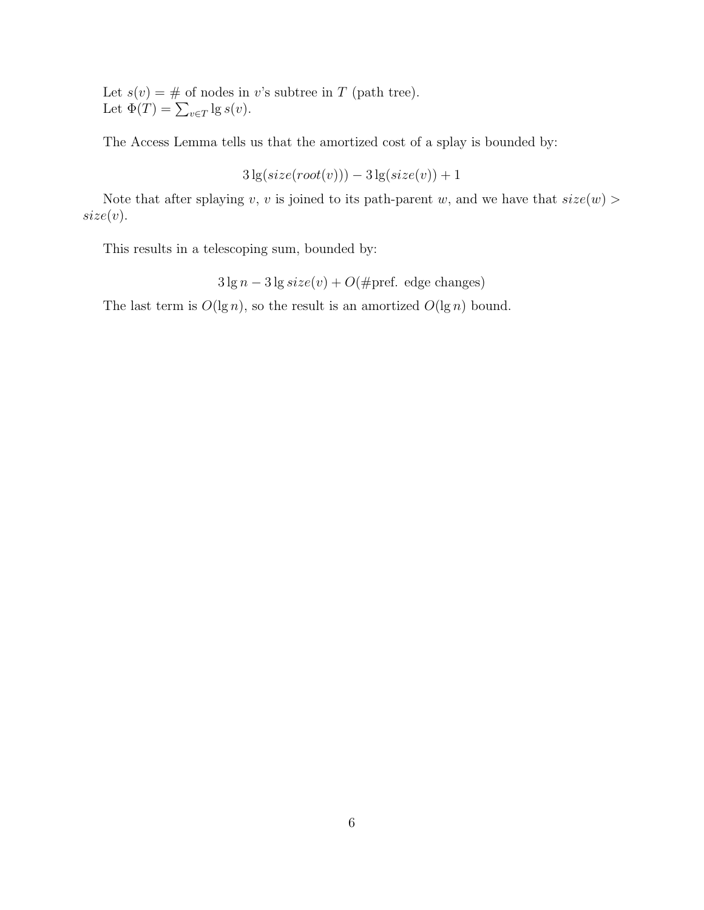Let $s(v) = \#$ of nodes in $v$'s subtree in $T$ (path tree).
Let $\Phi(T) = \sum_{v \in T} \lg s(v)$.

The Access Lemma tells us that the amortized cost of a splay is bounded by:

$$3 \lg(size(root(v))) - 3 \lg(size(v)) + 1$$

Note that after splaying $v$, $v$ is joined to its path-parent $w$, and we have that $size(w) > size(v)$.

This results in a telescoping sum, bounded by:

$$3 \lg n - 3 \lg size(v) + O(\#\text{pref. edge changes})$$

The last term is $O(\lg n)$, so the result is an amortized $O(\lg n)$ bound.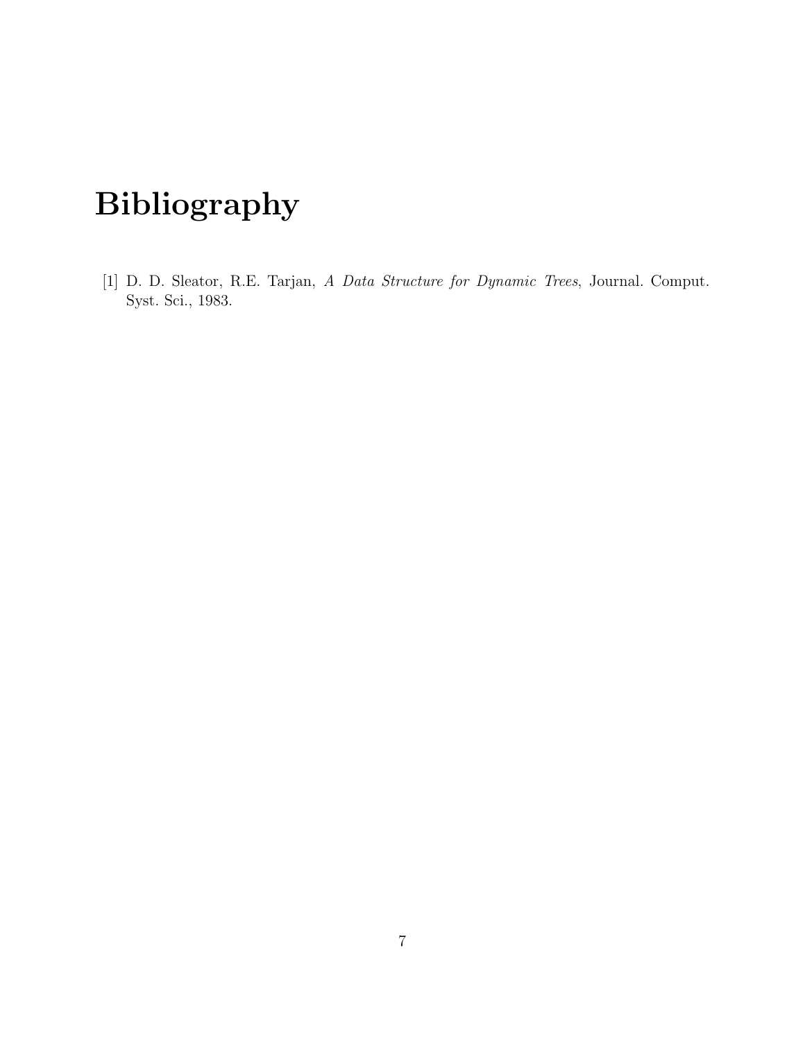# Bibliography

[1] D. D. Sleator, R.E. Tarjan, *A Data Structure for Dynamic Trees*, Journal. Comput. Syst. Sci., 1983.